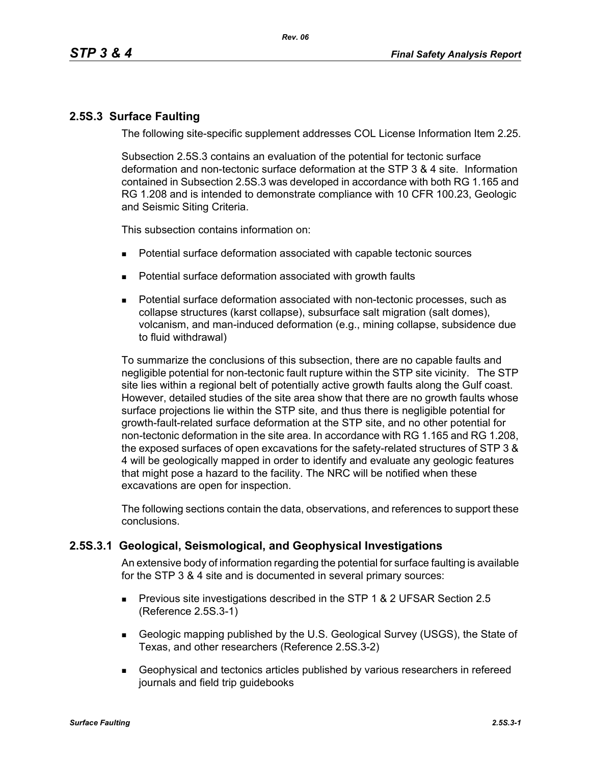## 2.5S.3 Surface Faulting

The following site-specific supplement addresses COL License Information Item 2.25.

Subsection 2.5S.3 contains an evaluation of the potential for tectonic surface deformation and non-tectonic surface deformation at the STP 3 & 4 site. Information contained in Subsection 2.5S.3 was developed in accordance with both RG 1.165 and RG 1.208 and is intended to demonstrate compliance with 10 CFR 100.23, Geologic and Seismic Siting Criteria.

This subsection contains information on:

- Potential surface deformation associated with capable tectonic sources
- Potential surface deformation associated with growth faults
- Potential surface deformation associated with non-tectonic processes, such as collapse structures (karst collapse), subsurface salt migration (salt domes), volcanism, and man-induced deformation (e.g., mining collapse, subsidence due to fluid withdrawal)

To summarize the conclusions of this subsection, there are no capable faults and negligible potential for non-tectonic fault rupture within the STP site vicinity. The STP site lies within a regional belt of potentially active growth faults along the Gulf coast. However, detailed studies of the site area show that there are no growth faults whose surface projections lie within the STP site, and thus there is negligible potential for growth-fault-related surface deformation at the STP site, and no other potential for non-tectonic deformation in the site area. In accordance with RG 1.165 and RG 1.208, the exposed surfaces of open excavations for the safety-related structures of STP 3 & 4 will be geologically mapped in order to identify and evaluate any geologic features that might pose a hazard to the facility. The NRC will be notified when these excavations are open for inspection.

The following sections contain the data, observations, and references to support these conclusions.

### 2.5S.3.1 Geological, Seismological, and Geophysical Investigations

An extensive body of information regarding the potential for surface faulting is available for the STP 3 & 4 site and is documented in several primary sources:

- Previous site investigations described in the STP 1 & 2 UFSAR Section 2.5 (Reference 2.5S.3-1)
- Geologic mapping published by the U.S. Geological Survey (USGS), the State of Texas, and other researchers (Reference 2.5S.3-2)
- Geophysical and tectonics articles published by various researchers in refereed journals and field trip guidebooks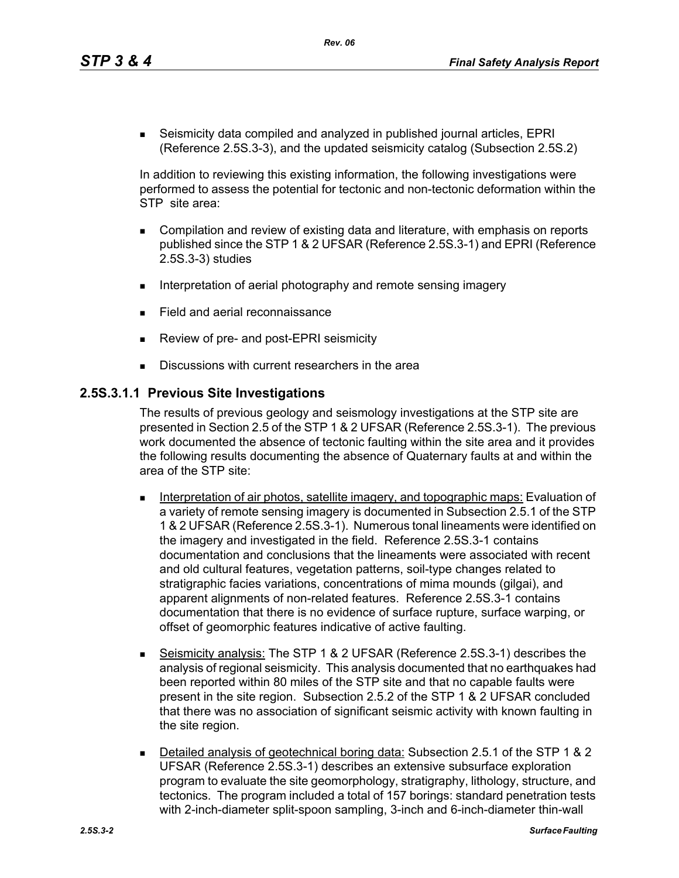- Seismicity data compiled and analyzed in published journal articles, EPRI (Reference 2.5S.3-3), and the updated seismicity catalog (Subsection 2.5S.2)

In addition to reviewing this existing information, the following investigations were performed to assess the potential for tectonic and non-tectonic deformation within the STP site area:

- Compilation and review of existing data and literature, with emphasis on reports published since the STP 1 & 2 UFSAR (Reference 2.5S.3-1) and EPRI (Reference 2.5S.3-3) studies
- Interpretation of aerial photography and remote sensing imagery
- Field and aerial reconnaissance
- Review of pre- and post-EPRI seismicity
- Discussions with current researchers in the area

## 2.5S.3.1.1 Previous Site Investigations

The results of previous geology and seismology investigations at the STP site are presented in Section 2.5 of the STP 1 & 2 UFSAR (Reference 2.5S.3-1). The previous work documented the absence of tectonic faulting within the site area and it provides the following results documenting the absence of Quaternary faults at and within the area of the STP site:

- Interpretation of air photos, satellite imagery, and topographic maps: Evaluation of a variety of remote sensing imagery is documented in Subsection 2.5.1 of the STP 1 & 2 UFSAR (Reference 2.5S.3-1). Numerous tonal lineaments were identified on the imagery and investigated in the field. Reference 2.5S.3-1 contains documentation and conclusions that the lineaments were associated with recent and old cultural features, vegetation patterns, soil-type changes related to stratigraphic facies variations, concentrations of mima mounds (gilgai), and apparent alignments of non-related features. Reference 2.5S.3-1 contains documentation that there is no evidence of surface rupture, surface warping, or offset of geomorphic features indicative of active faulting.
- Seismicity analysis: The STP 1 & 2 UFSAR (Reference 2.5S.3-1) describes the analysis of regional seismicity. This analysis documented that no earthquakes had been reported within 80 miles of the STP site and that no capable faults were present in the site region. Subsection 2.5.2 of the STP 1 & 2 UFSAR concluded that there was no association of significant seismic activity with known faulting in the site region.
- Detailed analysis of geotechnical boring data: Subsection 2.5.1 of the STP 1 & 2 UFSAR (Reference 2.5S.3-1) describes an extensive subsurface exploration program to evaluate the site geomorphology, stratigraphy, lithology, structure, and tectonics. The program included a total of 157 borings: standard penetration tests with 2-inch-diameter split-spoon sampling, 3-inch and 6-inch-diameter thin-wall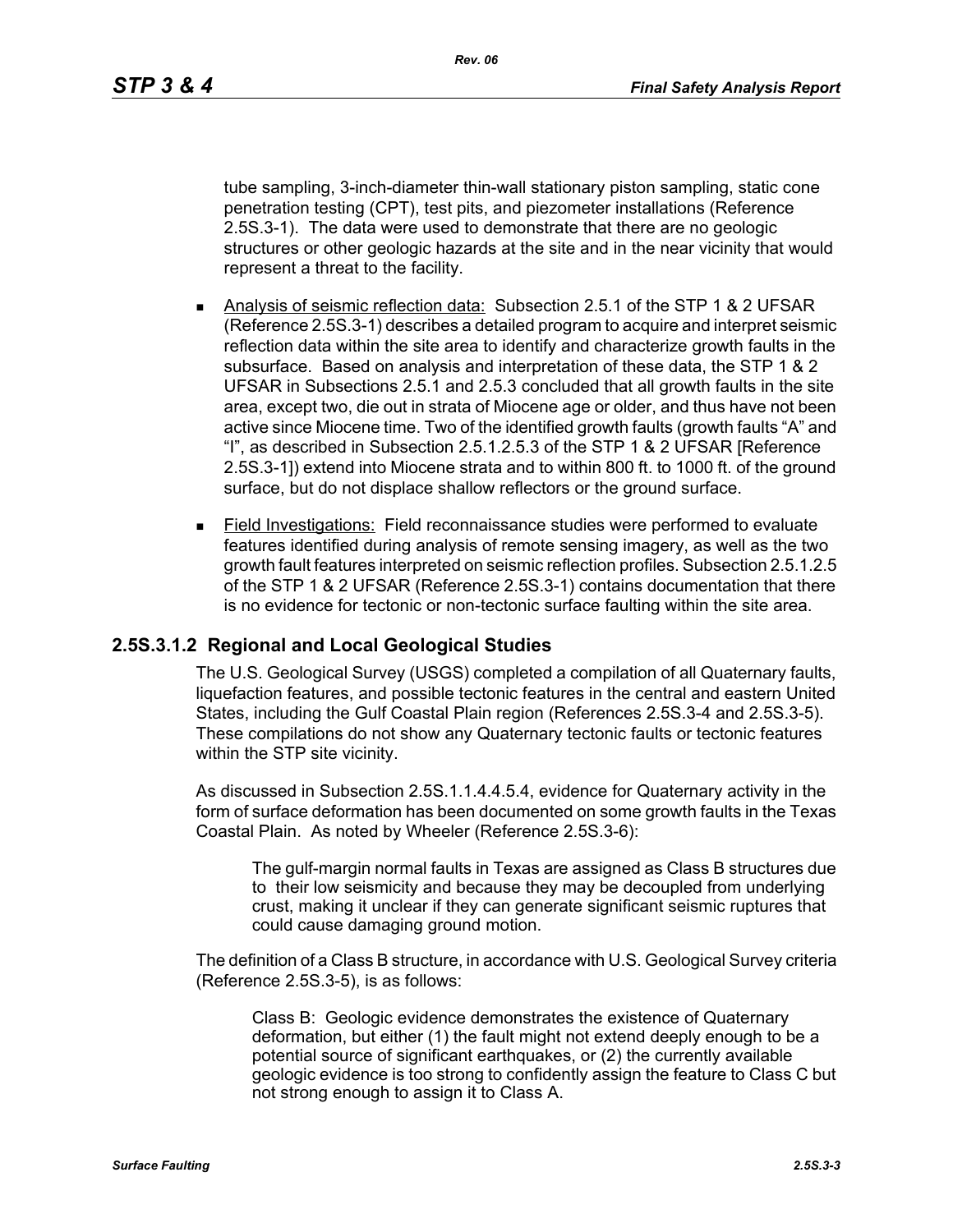tube sampling, 3-inch-diameter thin-wall stationary piston sampling, static cone penetration testing (CPT), test pits, and piezometer installations (Reference 2.5S.3-1). The data were used to demonstrate that there are no geologic structures or other geologic hazards at the site and in the near vicinity that would represent a threat to the facility.

- Analysis of seismic reflection data: Subsection 2.5.1 of the STP 1 & 2 UFSAR (Reference 2.5S.3-1) describes a detailed program to acquire and interpret seismic reflection data within the site area to identify and characterize growth faults in the subsurface. Based on analysis and interpretation of these data, the STP 1 & 2 UFSAR in Subsections 2.5.1 and 2.5.3 concluded that all growth faults in the site area, except two, die out in strata of Miocene age or older, and thus have not been active since Miocene time. Two of the identified growth faults (growth faults "A" and "I", as described in Subsection 2.5.1.2.5.3 of the STP 1 & 2 UFSAR [Reference 2.5S.3-1]) extend into Miocene strata and to within 800 ft. to 1000 ft. of the ground surface, but do not displace shallow reflectors or the ground surface.

- Field Investigations: Field reconnaissance studies were performed to evaluate features identified during analysis of remote sensing imagery, as well as the two growth fault features interpreted on seismic reflection profiles. Subsection 2.5.1.2.5 of the STP 1 & 2 UFSAR (Reference 2.5S.3-1) contains documentation that there is no evidence for tectonic or non-tectonic surface faulting within the site area.

### 2.5S.3.1.2 Regional and Local Geological Studies

The U.S. Geological Survey (USGS) completed a compilation of all Quaternary faults, liquefaction features, and possible tectonic features in the central and eastern United States, including the Gulf Coastal Plain region (References 2.5S.3-4 and 2.5S.3-5). These compilations do not show any Quaternary tectonic faults or tectonic features within the STP site vicinity.

As discussed in Subsection 2.5S.1.1.4.4.5.4, evidence for Quaternary activity in the form of surface deformation has been documented on some growth faults in the Texas Coastal Plain. As noted by Wheeler (Reference 2.5S.3-6):

> The gulf-margin normal faults in Texas are assigned as Class B structures due to their low seismicity and because they may be decoupled from underlying crust, making it unclear if they can generate significant seismic ruptures that could cause damaging ground motion.

The definition of a Class B structure, in accordance with U.S. Geological Survey criteria (Reference 2.5S.3-5), is as follows:

> Class B: Geologic evidence demonstrates the existence of Quaternary deformation, but either (1) the fault might not extend deeply enough to be a potential source of significant earthquakes, or (2) the currently available geologic evidence is too strong to confidently assign the feature to Class C but not strong enough to assign it to Class A.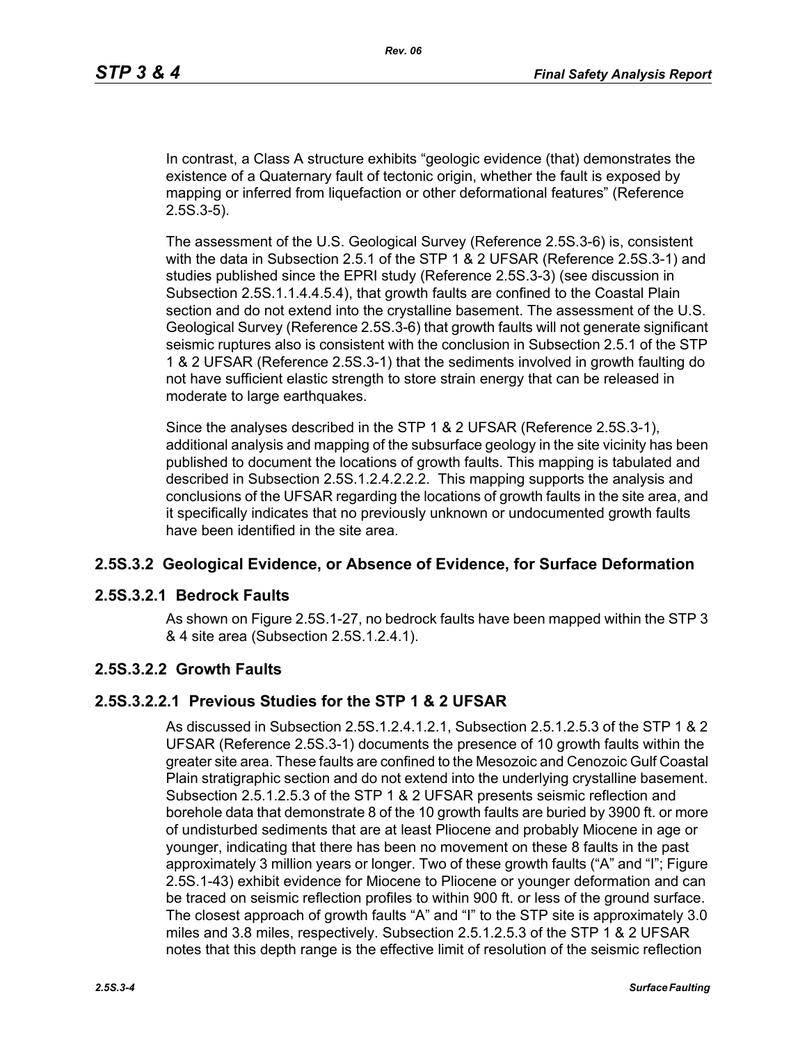In contrast, a Class A structure exhibits “geologic evidence (that) demonstrates the existence of a Quaternary fault of tectonic origin, whether the fault is exposed by mapping or inferred from liquefaction or other deformational features” (Reference 2.5S.3-5).

The assessment of the U.S. Geological Survey (Reference 2.5S.3-6) is, consistent with the data in Subsection 2.5.1 of the STP 1 & 2 UFSAR (Reference 2.5S.3-1) and studies published since the EPRI study (Reference 2.5S.3-3) (see discussion in Subsection 2.5S.1.1.4.4.5.4), that growth faults are confined to the Coastal Plain section and do not extend into the crystalline basement. The assessment of the U.S. Geological Survey (Reference 2.5S.3-6) that growth faults will not generate significant seismic ruptures also is consistent with the conclusion in Subsection 2.5.1 of the STP 1 & 2 UFSAR (Reference 2.5S.3-1) that the sediments involved in growth faulting do not have sufficient elastic strength to store strain energy that can be released in moderate to large earthquakes.

Since the analyses described in the STP 1 & 2 UFSAR (Reference 2.5S.3-1), additional analysis and mapping of the subsurface geology in the site vicinity has been published to document the locations of growth faults. This mapping is tabulated and described in Subsection 2.5S.1.2.4.2.2.2. This mapping supports the analysis and conclusions of the UFSAR regarding the locations of growth faults in the site area, and it specifically indicates that no previously unknown or undocumented growth faults have been identified in the site area.

## 2.5S.3.2 Geological Evidence, or Absence of Evidence, for Surface Deformation

### 2.5S.3.2.1 Bedrock Faults

As shown on Figure 2.5S.1-27, no bedrock faults have been mapped within the STP 3 & 4 site area (Subsection 2.5S.1.2.4.1).

### 2.5S.3.2.2 Growth Faults

#### 2.5S.3.2.2.1 Previous Studies for the STP 1 & 2 UFSAR

As discussed in Subsection 2.5S.1.2.4.1.2.1, Subsection 2.5.1.2.5.3 of the STP 1 & 2 UFSAR (Reference 2.5S.3-1) documents the presence of 10 growth faults within the greater site area. These faults are confined to the Mesozoic and Cenozoic Gulf Coastal Plain stratigraphic section and do not extend into the underlying crystalline basement. Subsection 2.5.1.2.5.3 of the STP 1 & 2 UFSAR presents seismic reflection and borehole data that demonstrate 8 of the 10 growth faults are buried by 3900 ft. or more of undisturbed sediments that are at least Pliocene and probably Miocene in age or younger, indicating that there has been no movement on these 8 faults in the past approximately 3 million years or longer. Two of these growth faults (“A” and “I”; Figure 2.5S.1-43) exhibit evidence for Miocene to Pliocene or younger deformation and can be traced on seismic reflection profiles to within 900 ft. or less of the ground surface. The closest approach of growth faults “A” and “I” to the STP site is approximately 3.0 miles and 3.8 miles, respectively. Subsection 2.5.1.2.5.3 of the STP 1 & 2 UFSAR notes that this depth range is the effective limit of resolution of the seismic reflection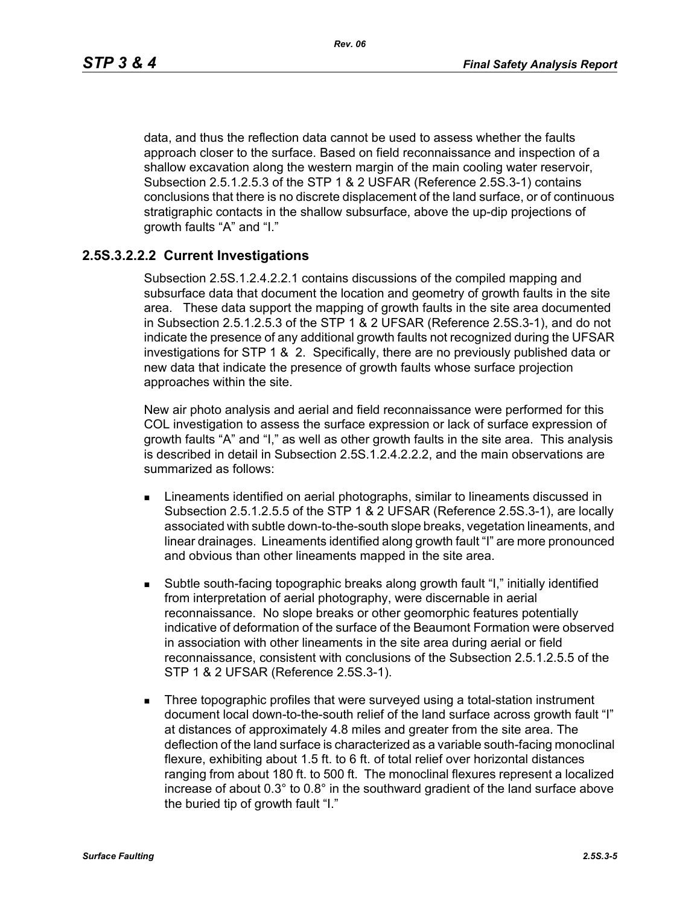data, and thus the reflection data cannot be used to assess whether the faults approach closer to the surface. Based on field reconnaissance and inspection of a shallow excavation along the western margin of the main cooling water reservoir, Subsection 2.5.1.2.5.3 of the STP 1 & 2 USFAR (Reference 2.5S.3-1) contains conclusions that there is no discrete displacement of the land surface, or of continuous stratigraphic contacts in the shallow subsurface, above the up-dip projections of growth faults “A” and “I.”

### 2.5S.3.2.2.2 Current Investigations

Subsection 2.5S.1.2.4.2.2.1 contains discussions of the compiled mapping and subsurface data that document the location and geometry of growth faults in the site area. These data support the mapping of growth faults in the site area documented in Subsection 2.5.1.2.5.3 of the STP 1 & 2 UFSAR (Reference 2.5S.3-1), and do not indicate the presence of any additional growth faults not recognized during the UFSAR investigations for STP 1 & 2. Specifically, there are no previously published data or new data that indicate the presence of growth faults whose surface projection approaches within the site.

New air photo analysis and aerial and field reconnaissance were performed for this COL investigation to assess the surface expression or lack of surface expression of growth faults “A” and “I,” as well as other growth faults in the site area. This analysis is described in detail in Subsection 2.5S.1.2.4.2.2.2, and the main observations are summarized as follows:

- Lineaments identified on aerial photographs, similar to lineaments discussed in Subsection 2.5.1.2.5.5 of the STP 1 & 2 UFSAR (Reference 2.5S.3-1), are locally associated with subtle down-to-the-south slope breaks, vegetation lineaments, and linear drainages. Lineaments identified along growth fault “I” are more pronounced and obvious than other lineaments mapped in the site area.
- Subtle south-facing topographic breaks along growth fault “I,” initially identified from interpretation of aerial photography, were discernable in aerial reconnaissance. No slope breaks or other geomorphic features potentially indicative of deformation of the surface of the Beaumont Formation were observed in association with other lineaments in the site area during aerial or field reconnaissance, consistent with conclusions of the Subsection 2.5.1.2.5.5 of the STP 1 & 2 UFSAR (Reference 2.5S.3-1).
- Three topographic profiles that were surveyed using a total-station instrument document local down-to-the-south relief of the land surface across growth fault “I” at distances of approximately 4.8 miles and greater from the site area. The deflection of the land surface is characterized as a variable south-facing monoclinal flexure, exhibiting about 1.5 ft. to 6 ft. of total relief over horizontal distances ranging from about 180 ft. to 500 ft. The monoclinal flexures represent a localized increase of about 0.3° to 0.8° in the southward gradient of the land surface above the buried tip of growth fault “I.”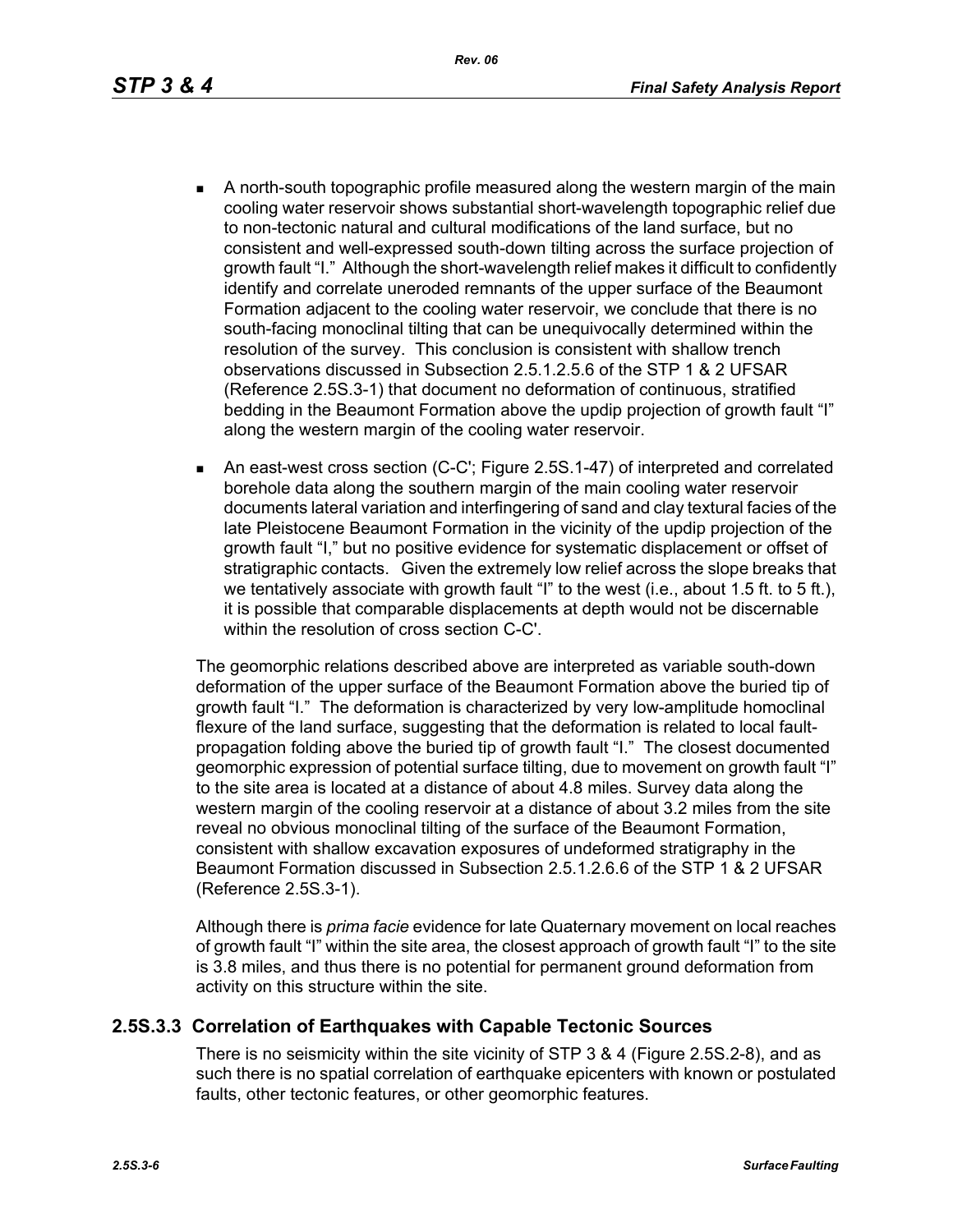- A north-south topographic profile measured along the western margin of the main cooling water reservoir shows substantial short-wavelength topographic relief due to non-tectonic natural and cultural modifications of the land surface, but no consistent and well-expressed south-down tilting across the surface projection of growth fault "I." Although the short-wavelength relief makes it difficult to confidently identify and correlate uneroded remnants of the upper surface of the Beaumont Formation adjacent to the cooling water reservoir, we conclude that there is no south-facing monoclinal tilting that can be unequivocally determined within the resolution of the survey. This conclusion is consistent with shallow trench observations discussed in Subsection 2.5.1.2.5.6 of the STP 1 & 2 UFSAR (Reference 2.5S.3-1) that document no deformation of continuous, stratified bedding in the Beaumont Formation above the updip projection of growth fault "I" along the western margin of the cooling water reservoir.

- An east-west cross section (C-C'; Figure 2.5S.1-47) of interpreted and correlated borehole data along the southern margin of the main cooling water reservoir documents lateral variation and interfingering of sand and clay textural facies of the late Pleistocene Beaumont Formation in the vicinity of the updip projection of the growth fault "I," but no positive evidence for systematic displacement or offset of stratigraphic contacts. Given the extremely low relief across the slope breaks that we tentatively associate with growth fault "I" to the west (i.e., about 1.5 ft. to 5 ft.), it is possible that comparable displacements at depth would not be discernable within the resolution of cross section C-C'.

The geomorphic relations described above are interpreted as variable south-down deformation of the upper surface of the Beaumont Formation above the buried tip of growth fault "I." The deformation is characterized by very low-amplitude homoclinal flexure of the land surface, suggesting that the deformation is related to local fault-propagation folding above the buried tip of growth fault "I." The closest documented geomorphic expression of potential surface tilting, due to movement on growth fault "I" to the site area is located at a distance of about 4.8 miles. Survey data along the western margin of the cooling reservoir at a distance of about 3.2 miles from the site reveal no obvious monoclinal tilting of the surface of the Beaumont Formation, consistent with shallow excavation exposures of undeformed stratigraphy in the Beaumont Formation discussed in Subsection 2.5.1.2.6.6 of the STP 1 & 2 UFSAR (Reference 2.5S.3-1).

Although there is *prima facie* evidence for late Quaternary movement on local reaches of growth fault "I" within the site area, the closest approach of growth fault "I" to the site is 3.8 miles, and thus there is no potential for permanent ground deformation from activity on this structure within the site.

## 2.5S.3.3 Correlation of Earthquakes with Capable Tectonic Sources

There is no seismicity within the site vicinity of STP 3 & 4 (Figure 2.5S.2-8), and as such there is no spatial correlation of earthquake epicenters with known or postulated faults, other tectonic features, or other geomorphic features.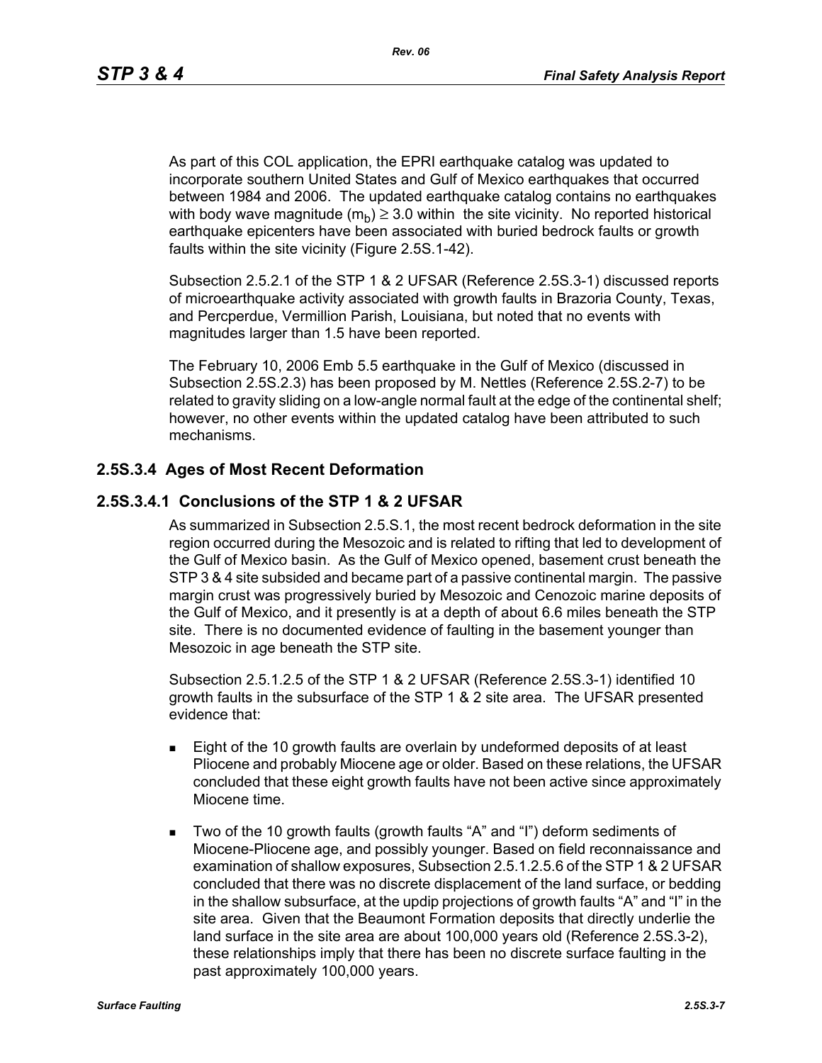As part of this COL application, the EPRI earthquake catalog was updated to incorporate southern United States and Gulf of Mexico earthquakes that occurred between 1984 and 2006. The updated earthquake catalog contains no earthquakes with body wave magnitude ($m_b$) ≥ 3.0 within the site vicinity. No reported historical earthquake epicenters have been associated with buried bedrock faults or growth faults within the site vicinity (Figure 2.5S.1-42).

Subsection 2.5.2.1 of the STP 1 & 2 UFSAR (Reference 2.5S.3-1) discussed reports of microearthquake activity associated with growth faults in Brazoria County, Texas, and Percperdue, Vermillion Parish, Louisiana, but noted that no events with magnitudes larger than 1.5 have been reported.

The February 10, 2006 Emb 5.5 earthquake in the Gulf of Mexico (discussed in Subsection 2.5S.2.3) has been proposed by M. Nettles (Reference 2.5S.2-7) to be related to gravity sliding on a low-angle normal fault at the edge of the continental shelf; however, no other events within the updated catalog have been attributed to such mechanisms.

## 2.5S.3.4 Ages of Most Recent Deformation

### 2.5S.3.4.1 Conclusions of the STP 1 & 2 UFSAR

As summarized in Subsection 2.5.S.1, the most recent bedrock deformation in the site region occurred during the Mesozoic and is related to rifting that led to development of the Gulf of Mexico basin. As the Gulf of Mexico opened, basement crust beneath the STP 3 & 4 site subsided and became part of a passive continental margin. The passive margin crust was progressively buried by Mesozoic and Cenozoic marine deposits of the Gulf of Mexico, and it presently is at a depth of about 6.6 miles beneath the STP site. There is no documented evidence of faulting in the basement younger than Mesozoic in age beneath the STP site.

Subsection 2.5.1.2.5 of the STP 1 & 2 UFSAR (Reference 2.5S.3-1) identified 10 growth faults in the subsurface of the STP 1 & 2 site area. The UFSAR presented evidence that:

- Eight of the 10 growth faults are overlain by undeformed deposits of at least Pliocene and probably Miocene age or older. Based on these relations, the UFSAR concluded that these eight growth faults have not been active since approximately Miocene time.
- Two of the 10 growth faults (growth faults "A" and "I") deform sediments of Miocene-Pliocene age, and possibly younger. Based on field reconnaissance and examination of shallow exposures, Subsection 2.5.1.2.5.6 of the STP 1 & 2 UFSAR concluded that there was no discrete displacement of the land surface, or bedding in the shallow subsurface, at the updip projections of growth faults "A" and "I" in the site area. Given that the Beaumont Formation deposits that directly underlie the land surface in the site area are about 100,000 years old (Reference 2.5S.3-2), these relationships imply that there has been no discrete surface faulting in the past approximately 100,000 years.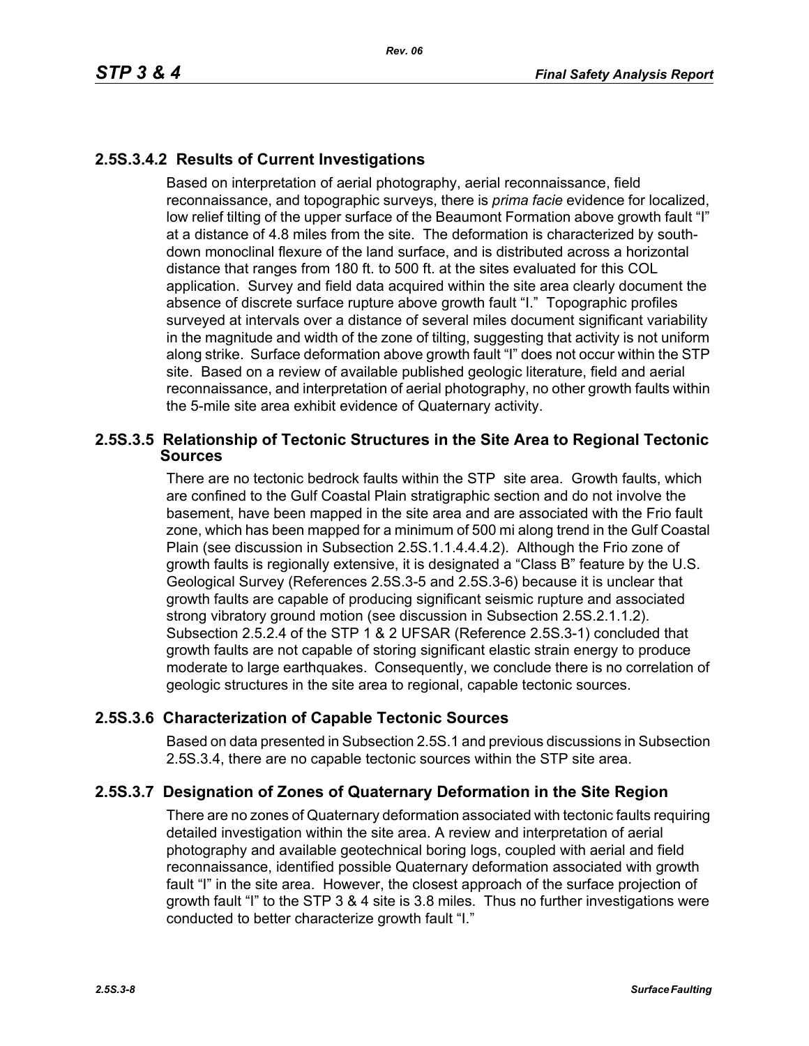### 2.5S.3.4.2 Results of Current Investigations

Based on interpretation of aerial photography, aerial reconnaissance, field reconnaissance, and topographic surveys, there is *prima facie* evidence for localized, low relief tilting of the upper surface of the Beaumont Formation above growth fault "I" at a distance of 4.8 miles from the site. The deformation is characterized by south-down monoclinal flexure of the land surface, and is distributed across a horizontal distance that ranges from 180 ft. to 500 ft. at the sites evaluated for this COL application. Survey and field data acquired within the site area clearly document the absence of discrete surface rupture above growth fault "I." Topographic profiles surveyed at intervals over a distance of several miles document significant variability in the magnitude and width of the zone of tilting, suggesting that activity is not uniform along strike. Surface deformation above growth fault "I" does not occur within the STP site. Based on a review of available published geologic literature, field and aerial reconnaissance, and interpretation of aerial photography, no other growth faults within the 5-mile site area exhibit evidence of Quaternary activity.

## 2.5S.3.5 Relationship of Tectonic Structures in the Site Area to Regional Tectonic Sources

There are no tectonic bedrock faults within the STP site area. Growth faults, which are confined to the Gulf Coastal Plain stratigraphic section and do not involve the basement, have been mapped in the site area and are associated with the Frio fault zone, which has been mapped for a minimum of 500 mi along trend in the Gulf Coastal Plain (see discussion in Subsection 2.5S.1.1.4.4.4.2). Although the Frio zone of growth faults is regionally extensive, it is designated a "Class B" feature by the U.S. Geological Survey (References 2.5S.3-5 and 2.5S.3-6) because it is unclear that growth faults are capable of producing significant seismic rupture and associated strong vibratory ground motion (see discussion in Subsection 2.5S.2.1.1.2). Subsection 2.5.2.4 of the STP 1 & 2 UFSAR (Reference 2.5S.3-1) concluded that growth faults are not capable of storing significant elastic strain energy to produce moderate to large earthquakes. Consequently, we conclude there is no correlation of geologic structures in the site area to regional, capable tectonic sources.

## 2.5S.3.6 Characterization of Capable Tectonic Sources

Based on data presented in Subsection 2.5S.1 and previous discussions in Subsection 2.5S.3.4, there are no capable tectonic sources within the STP site area.

## 2.5S.3.7 Designation of Zones of Quaternary Deformation in the Site Region

There are no zones of Quaternary deformation associated with tectonic faults requiring detailed investigation within the site area. A review and interpretation of aerial photography and available geotechnical boring logs, coupled with aerial and field reconnaissance, identified possible Quaternary deformation associated with growth fault "I" in the site area. However, the closest approach of the surface projection of growth fault "I" to the STP 3 & 4 site is 3.8 miles. Thus no further investigations were conducted to better characterize growth fault "I."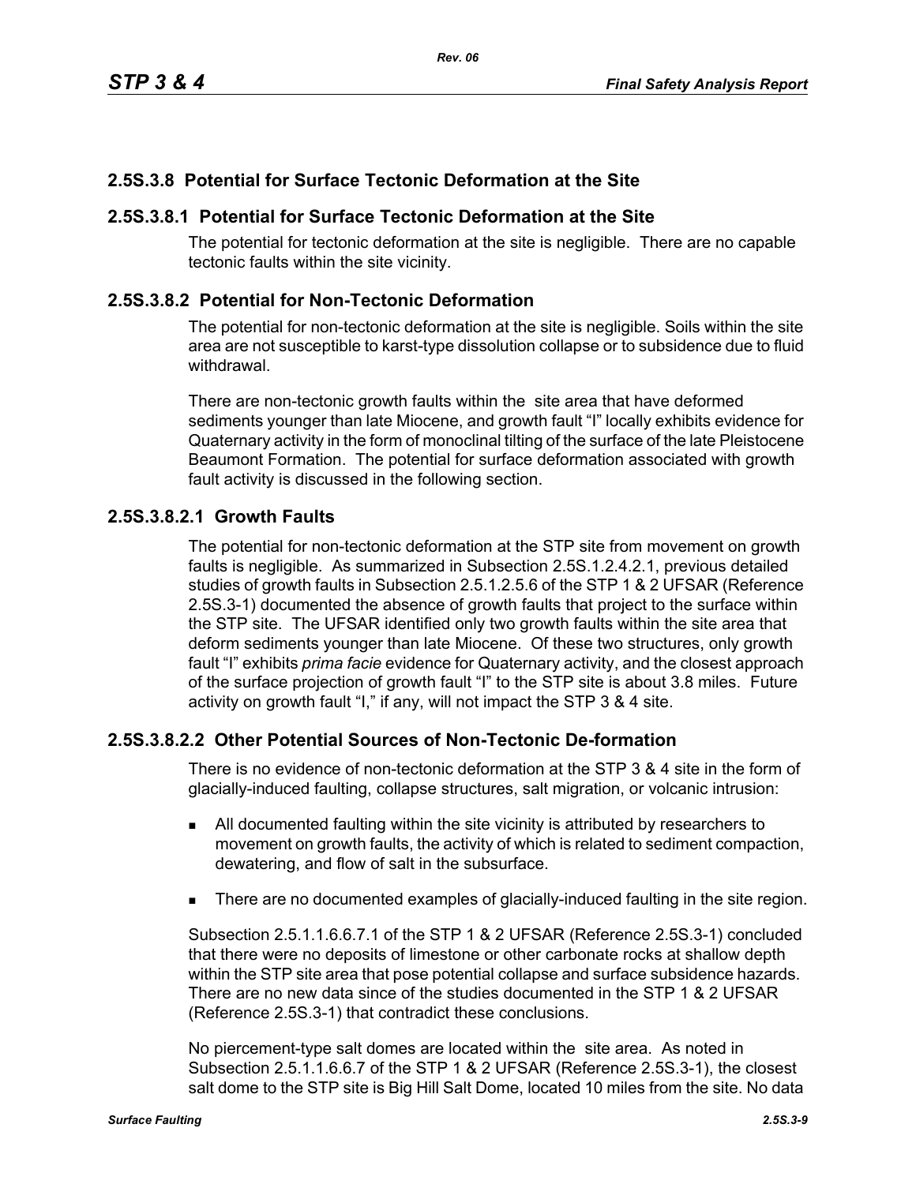## 2.5S.3.8 Potential for Surface Tectonic Deformation at the Site

### 2.5S.3.8.1 Potential for Surface Tectonic Deformation at the Site

The potential for tectonic deformation at the site is negligible. There are no capable tectonic faults within the site vicinity.

### 2.5S.3.8.2 Potential for Non-Tectonic Deformation

The potential for non-tectonic deformation at the site is negligible. Soils within the site area are not susceptible to karst-type dissolution collapse or to subsidence due to fluid withdrawal.

There are non-tectonic growth faults within the site area that have deformed sediments younger than late Miocene, and growth fault "I" locally exhibits evidence for Quaternary activity in the form of monoclinal tilting of the surface of the late Pleistocene Beaumont Formation. The potential for surface deformation associated with growth fault activity is discussed in the following section.

#### 2.5S.3.8.2.1 Growth Faults

The potential for non-tectonic deformation at the STP site from movement on growth faults is negligible. As summarized in Subsection 2.5S.1.2.4.2.1, previous detailed studies of growth faults in Subsection 2.5.1.2.5.6 of the STP 1 & 2 UFSAR (Reference 2.5S.3-1) documented the absence of growth faults that project to the surface within the STP site. The UFSAR identified only two growth faults within the site area that deform sediments younger than late Miocene. Of these two structures, only growth fault "I" exhibits *prima facie* evidence for Quaternary activity, and the closest approach of the surface projection of growth fault "I" to the STP site is about 3.8 miles. Future activity on growth fault "I," if any, will not impact the STP 3 & 4 site.

#### 2.5S.3.8.2.2 Other Potential Sources of Non-Tectonic De-formation

There is no evidence of non-tectonic deformation at the STP 3 & 4 site in the form of glacially-induced faulting, collapse structures, salt migration, or volcanic intrusion:

- All documented faulting within the site vicinity is attributed by researchers to movement on growth faults, the activity of which is related to sediment compaction, dewatering, and flow of salt in the subsurface.
- There are no documented examples of glacially-induced faulting in the site region.

Subsection 2.5.1.1.6.6.7.1 of the STP 1 & 2 UFSAR (Reference 2.5S.3-1) concluded that there were no deposits of limestone or other carbonate rocks at shallow depth within the STP site area that pose potential collapse and surface subsidence hazards. There are no new data since of the studies documented in the STP 1 & 2 UFSAR (Reference 2.5S.3-1) that contradict these conclusions.

No piercement-type salt domes are located within the site area. As noted in Subsection 2.5.1.1.6.6.7 of the STP 1 & 2 UFSAR (Reference 2.5S.3-1), the closest salt dome to the STP site is Big Hill Salt Dome, located 10 miles from the site. No data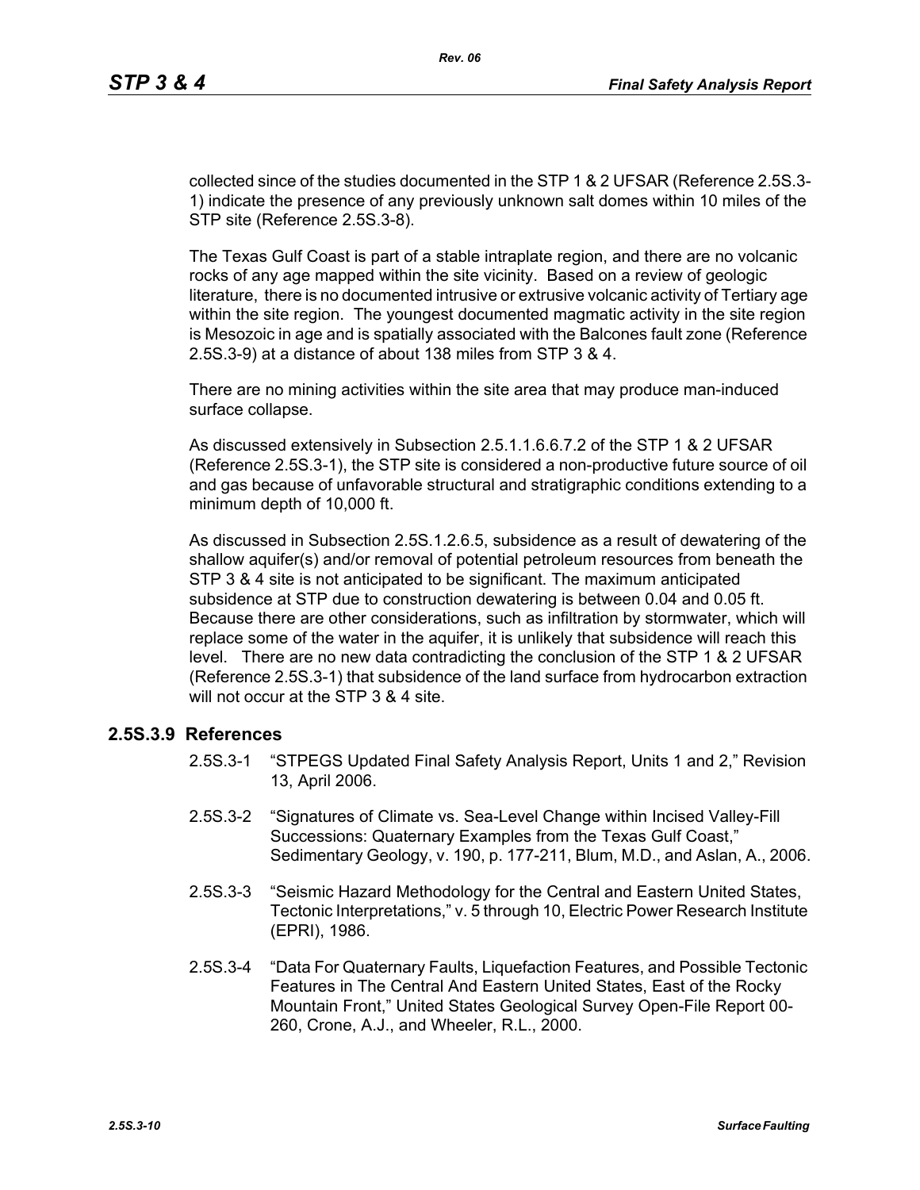collected since of the studies documented in the STP 1 & 2 UFSAR (Reference 2.5S.3-1) indicate the presence of any previously unknown salt domes within 10 miles of the STP site (Reference 2.5S.3-8).

The Texas Gulf Coast is part of a stable intraplate region, and there are no volcanic rocks of any age mapped within the site vicinity. Based on a review of geologic literature, there is no documented intrusive or extrusive volcanic activity of Tertiary age within the site region. The youngest documented magmatic activity in the site region is Mesozoic in age and is spatially associated with the Balcones fault zone (Reference 2.5S.3-9) at a distance of about 138 miles from STP 3 & 4.

There are no mining activities within the site area that may produce man-induced surface collapse.

As discussed extensively in Subsection 2.5.1.1.6.6.7.2 of the STP 1 & 2 UFSAR (Reference 2.5S.3-1), the STP site is considered a non-productive future source of oil and gas because of unfavorable structural and stratigraphic conditions extending to a minimum depth of 10,000 ft.

As discussed in Subsection 2.5S.1.2.6.5, subsidence as a result of dewatering of the shallow aquifer(s) and/or removal of potential petroleum resources from beneath the STP 3 & 4 site is not anticipated to be significant. The maximum anticipated subsidence at STP due to construction dewatering is between 0.04 and 0.05 ft. Because there are other considerations, such as infiltration by stormwater, which will replace some of the water in the aquifer, it is unlikely that subsidence will reach this level. There are no new data contradicting the conclusion of the STP 1 & 2 UFSAR (Reference 2.5S.3-1) that subsidence of the land surface from hydrocarbon extraction will not occur at the STP 3 & 4 site.

## 2.5S.3.9 References

2.5S.3-1 "STPEGS Updated Final Safety Analysis Report, Units 1 and 2," Revision 13, April 2006.

2.5S.3-2 "Signatures of Climate vs. Sea-Level Change within Incised Valley-Fill Successions: Quaternary Examples from the Texas Gulf Coast," Sedimentary Geology, v. 190, p. 177-211, Blum, M.D., and Aslan, A., 2006.

2.5S.3-3 "Seismic Hazard Methodology for the Central and Eastern United States, Tectonic Interpretations," v. 5 through 10, Electric Power Research Institute (EPRI), 1986.

2.5S.3-4 "Data For Quaternary Faults, Liquefaction Features, and Possible Tectonic Features in The Central And Eastern United States, East of the Rocky Mountain Front," United States Geological Survey Open-File Report 00-260, Crone, A.J., and Wheeler, R.L., 2000.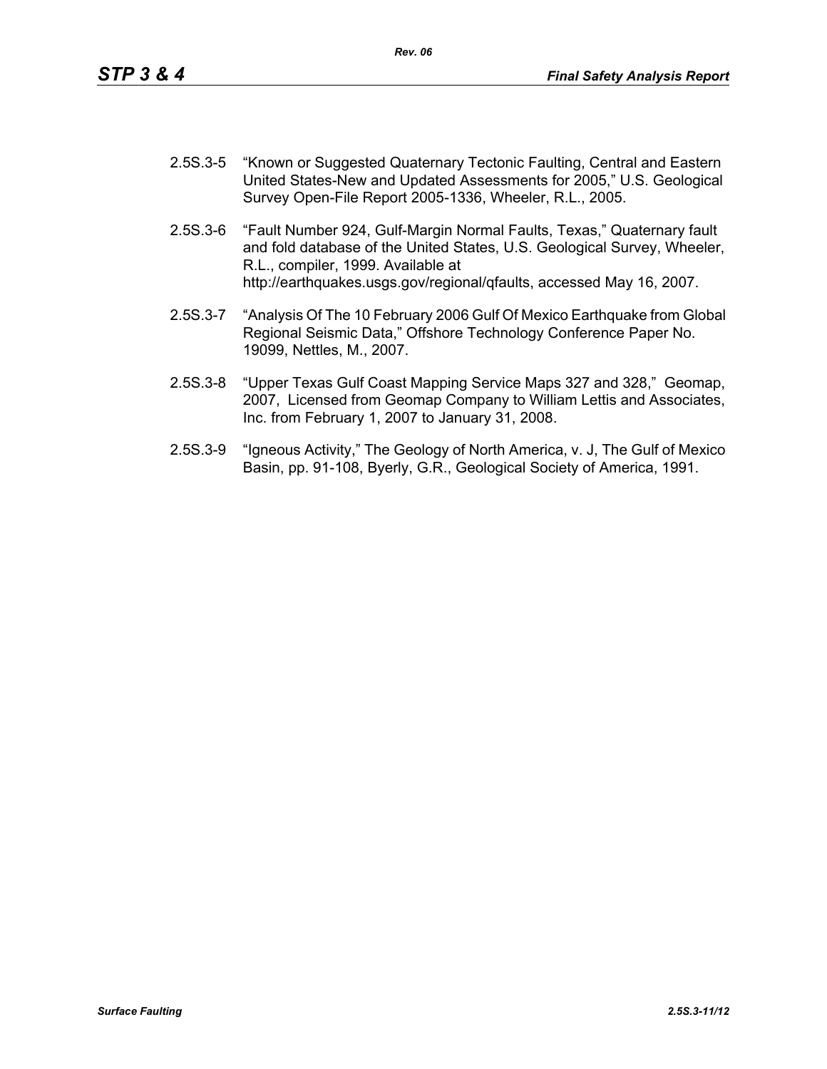2.5S.3-5 "Known or Suggested Quaternary Tectonic Faulting, Central and Eastern United States-New and Updated Assessments for 2005," U.S. Geological Survey Open-File Report 2005-1336, Wheeler, R.L., 2005.

2.5S.3-6 "Fault Number 924, Gulf-Margin Normal Faults, Texas," Quaternary fault and fold database of the United States, U.S. Geological Survey, Wheeler, R.L., compiler, 1999. Available at http://earthquakes.usgs.gov/regional/qfaults, accessed May 16, 2007.

2.5S.3-7 "Analysis Of The 10 February 2006 Gulf Of Mexico Earthquake from Global Regional Seismic Data," Offshore Technology Conference Paper No. 19099, Nettles, M., 2007.

2.5S.3-8 "Upper Texas Gulf Coast Mapping Service Maps 327 and 328," Geomap, 2007, Licensed from Geomap Company to William Lettis and Associates, Inc. from February 1, 2007 to January 31, 2008.

2.5S.3-9 "Igneous Activity," The Geology of North America, v. J, The Gulf of Mexico Basin, pp. 91-108, Byerly, G.R., Geological Society of America, 1991.